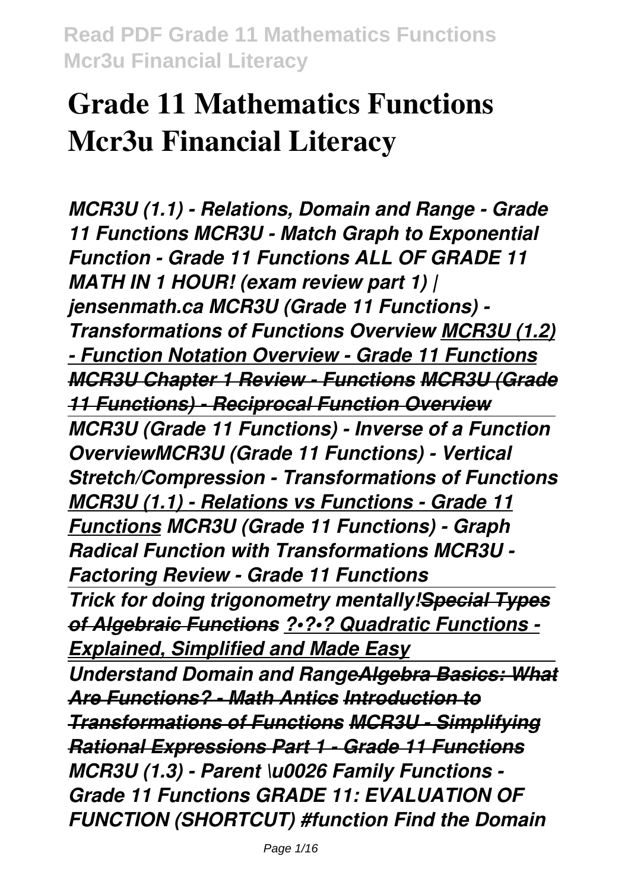# Grade 11 Mathematics Functions Mcr3u Financial Literacy

***MCR3U (1.1) - Relations, Domain and Range - Grade 11 Functions MCR3U - Match Graph to Exponential Function - Grade 11 Functions ALL OF GRADE 11 MATH IN 1 HOUR! (exam review part 1) | jensenmath.ca MCR3U (Grade 11 Functions) - Transformations of Functions Overview MCR3U (1.2) - Function Notation Overview - Grade 11 Functions MCR3U Chapter 1 Review - Functions MCR3U (Grade 11 Functions) - Reciprocal Function Overview***

***MCR3U (Grade 11 Functions) - Inverse of a Function OverviewMCR3U (Grade 11 Functions) - Vertical Stretch/Compression - Transformations of Functions MCR3U (1.1) - Relations vs Functions - Grade 11 Functions MCR3U (Grade 11 Functions) - Graph Radical Function with Transformations MCR3U - Factoring Review - Grade 11 Functions***

***Trick for doing trigonometry mentally!Special Types of Algebraic Functions ?•?•? Quadratic Functions - Explained, Simplified and Made Easy***

***Understand Domain and RangeAlgebra Basics: What Are Functions? - Math Antics Introduction to Transformations of Functions MCR3U - Simplifying Rational Expressions Part 1 - Grade 11 Functions MCR3U (1.3) - Parent \u0026 Family Functions - Grade 11 Functions GRADE 11: EVALUATION OF FUNCTION (SHORTCUT) #function Find the Domain***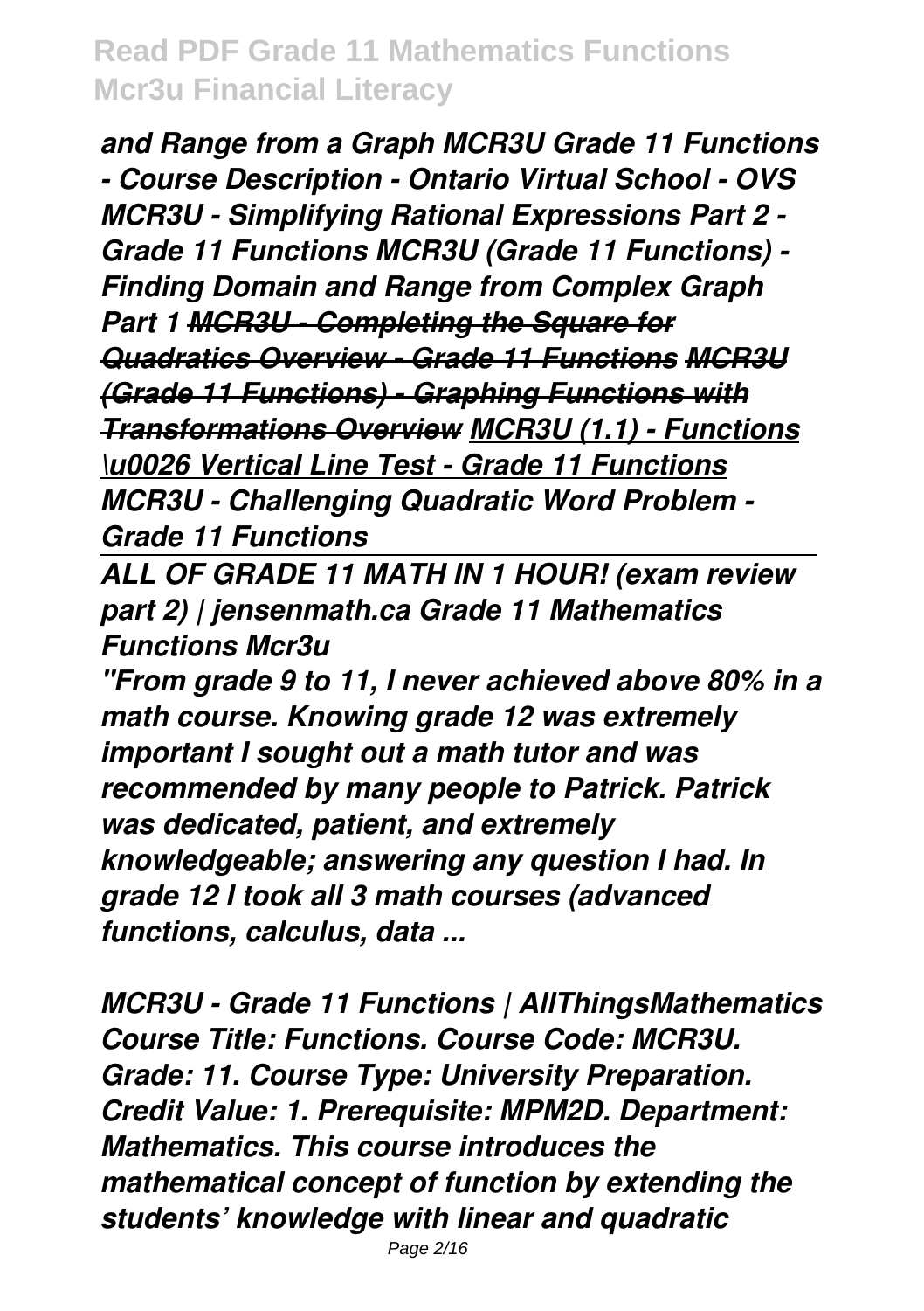*and Range from a Graph MCR3U Grade 11 Functions - Course Description - Ontario Virtual School - OVS MCR3U - Simplifying Rational Expressions Part 2 - Grade 11 Functions MCR3U (Grade 11 Functions) - Finding Domain and Range from Complex Graph Part 1 ~~MCR3U - Completing the Square for Quadratics Overview - Grade 11 Functions~~ ~~MCR3U (Grade 11 Functions) - Graphing Functions with Transformations Overview~~ MCR3U (1.1) - Functions \u0026 Vertical Line Test - Grade 11 Functions MCR3U - Challenging Quadratic Word Problem - Grade 11 Functions*

---

***ALL OF GRADE 11 MATH IN 1 HOUR! (exam review part 2) | jensenmath.ca Grade 11 Mathematics Functions Mcr3u***

***"From grade 9 to 11, I never achieved above 80% in a math course. Knowing grade 12 was extremely important I sought out a math tutor and was recommended by many people to Patrick. Patrick was dedicated, patient, and extremely knowledgeable; answering any question I had. In grade 12 I took all 3 math courses (advanced functions, calculus, data ...***

***MCR3U - Grade 11 Functions | AllThingsMathematics***

***Course Title: Functions. Course Code: MCR3U. Grade: 11. Course Type: University Preparation. Credit Value: 1. Prerequisite: MPM2D. Department: Mathematics. This course introduces the mathematical concept of function by extending the students' knowledge with linear and quadratic***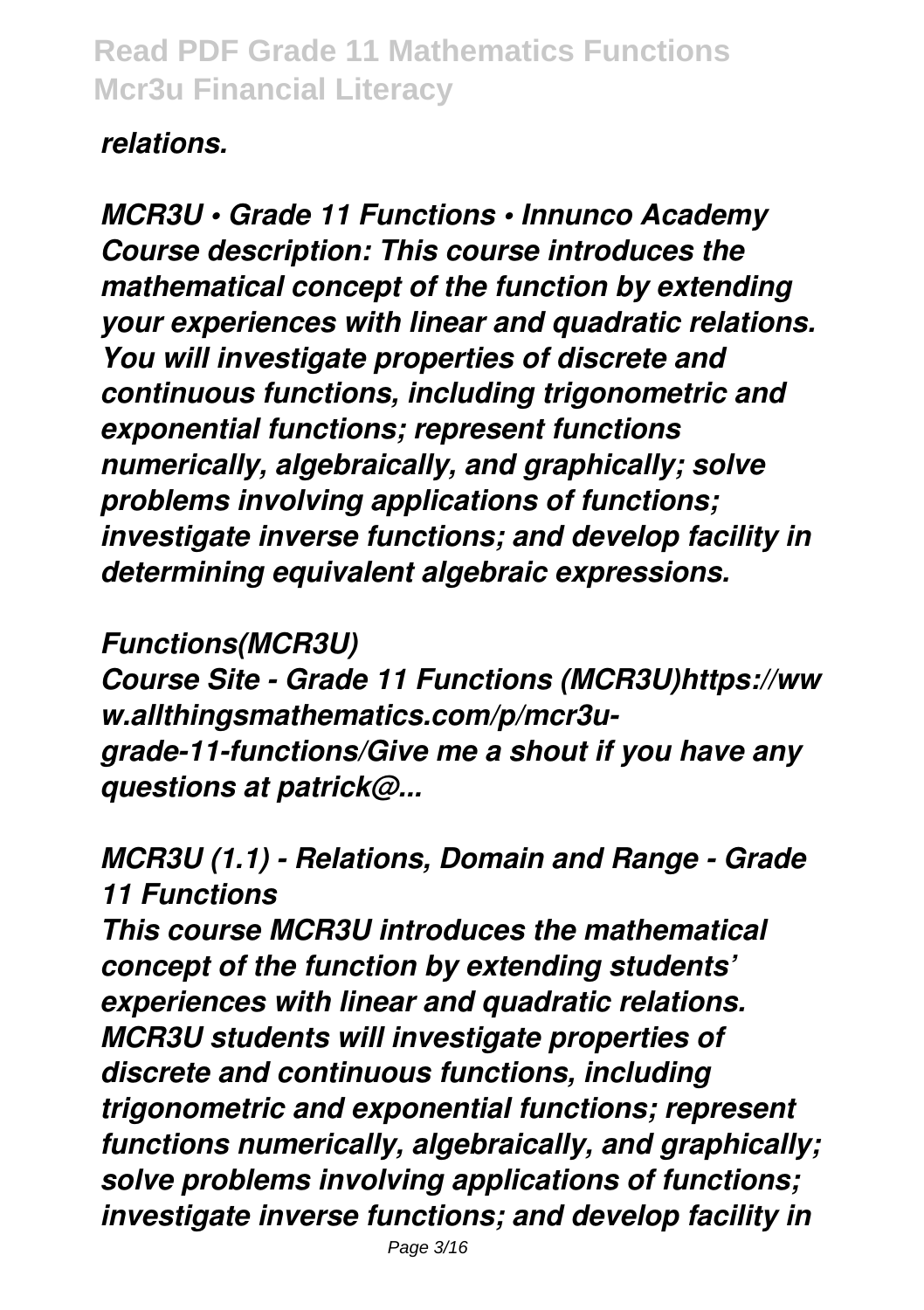*relations.*

*MCR3U • Grade 11 Functions • Innunco Academy*
*Course description: This course introduces the mathematical concept of the function by extending your experiences with linear and quadratic relations. You will investigate properties of discrete and continuous functions, including trigonometric and exponential functions; represent functions numerically, algebraically, and graphically; solve problems involving applications of functions; investigate inverse functions; and develop facility in determining equivalent algebraic expressions.*

*Functions(MCR3U)*
*Course Site - Grade 11 Functions (MCR3U)https://www.allthingsmathematics.com/p/mcr3u-grade-11-functions/Give me a shout if you have any questions at patrick@...*

*MCR3U (1.1) - Relations, Domain and Range - Grade 11 Functions*
*This course MCR3U introduces the mathematical concept of the function by extending students' experiences with linear and quadratic relations. MCR3U students will investigate properties of discrete and continuous functions, including trigonometric and exponential functions; represent functions numerically, algebraically, and graphically; solve problems involving applications of functions; investigate inverse functions; and develop facility in*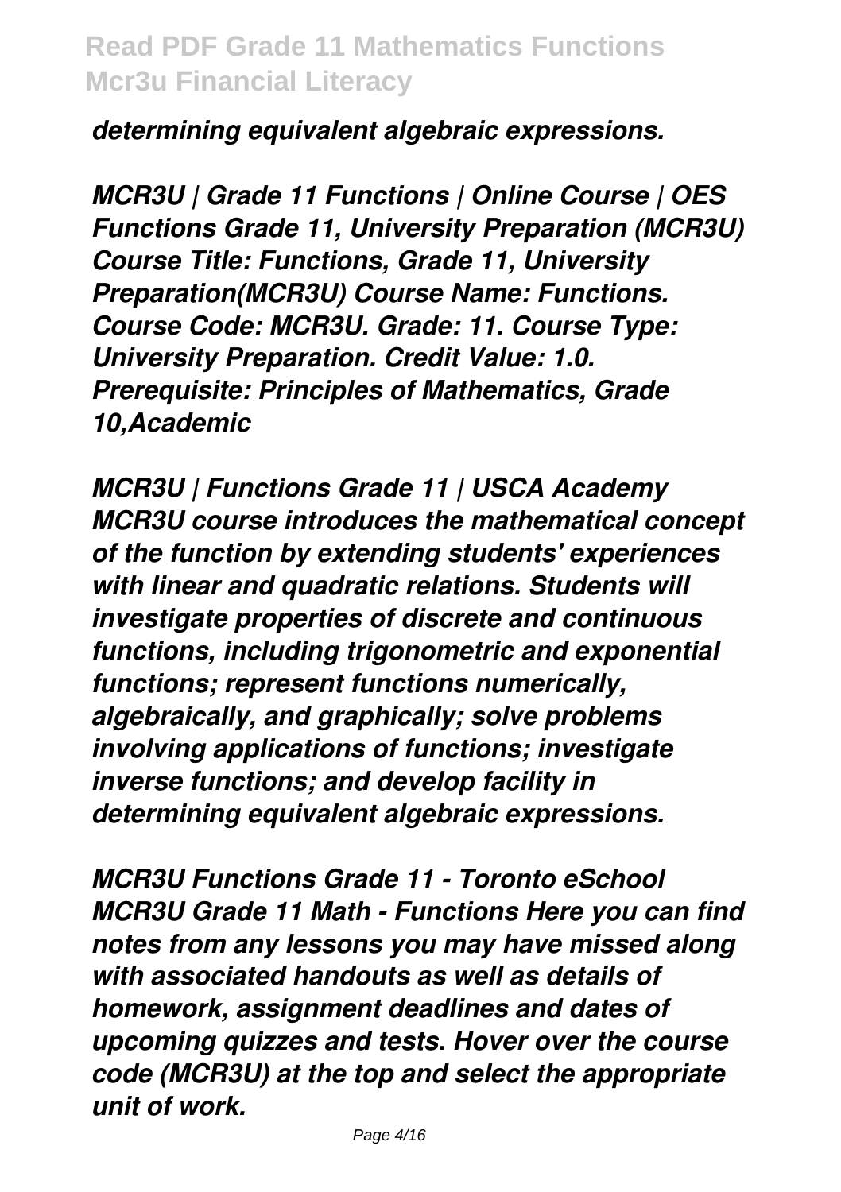*determining equivalent algebraic expressions.*

*MCR3U | Grade 11 Functions | Online Course | OES Functions Grade 11, University Preparation (MCR3U) Course Title: Functions, Grade 11, University Preparation(MCR3U) Course Name: Functions. Course Code: MCR3U. Grade: 11. Course Type: University Preparation. Credit Value: 1.0. Prerequisite: Principles of Mathematics, Grade 10,Academic*

*MCR3U | Functions Grade 11 | USCA Academy MCR3U course introduces the mathematical concept of the function by extending students' experiences with linear and quadratic relations. Students will investigate properties of discrete and continuous functions, including trigonometric and exponential functions; represent functions numerically, algebraically, and graphically; solve problems involving applications of functions; investigate inverse functions; and develop facility in determining equivalent algebraic expressions.*

*MCR3U Functions Grade 11 - Toronto eSchool MCR3U Grade 11 Math - Functions Here you can find notes from any lessons you may have missed along with associated handouts as well as details of homework, assignment deadlines and dates of upcoming quizzes and tests. Hover over the course code (MCR3U) at the top and select the appropriate unit of work.*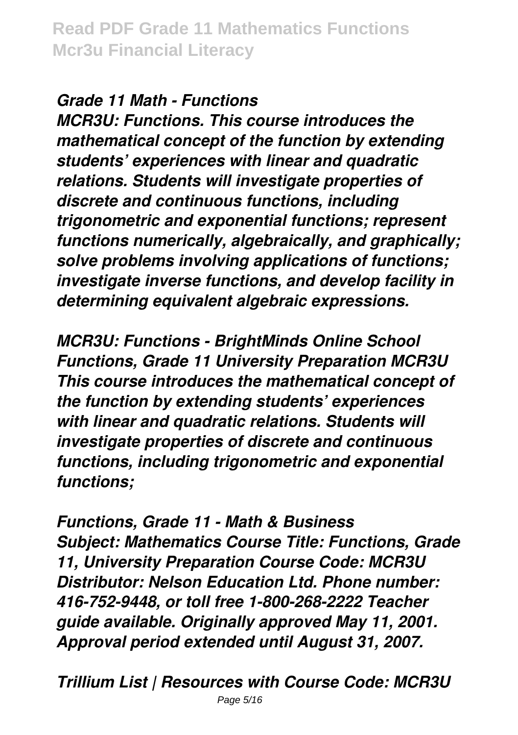*Grade 11 Math - Functions*

*MCR3U: Functions. This course introduces the mathematical concept of the function by extending students' experiences with linear and quadratic relations. Students will investigate properties of discrete and continuous functions, including trigonometric and exponential functions; represent functions numerically, algebraically, and graphically; solve problems involving applications of functions; investigate inverse functions, and develop facility in determining equivalent algebraic expressions.*

*MCR3U: Functions - BrightMinds Online School*

*Functions, Grade 11 University Preparation MCR3U This course introduces the mathematical concept of the function by extending students' experiences with linear and quadratic relations. Students will investigate properties of discrete and continuous functions, including trigonometric and exponential functions;*

*Functions, Grade 11 - Math & Business*

*Subject: Mathematics Course Title: Functions, Grade 11, University Preparation Course Code: MCR3U Distributor: Nelson Education Ltd. Phone number: 416-752-9448, or toll free 1-800-268-2222 Teacher guide available. Originally approved May 11, 2001. Approval period extended until August 31, 2007.*

*Trillium List | Resources with Course Code: MCR3U*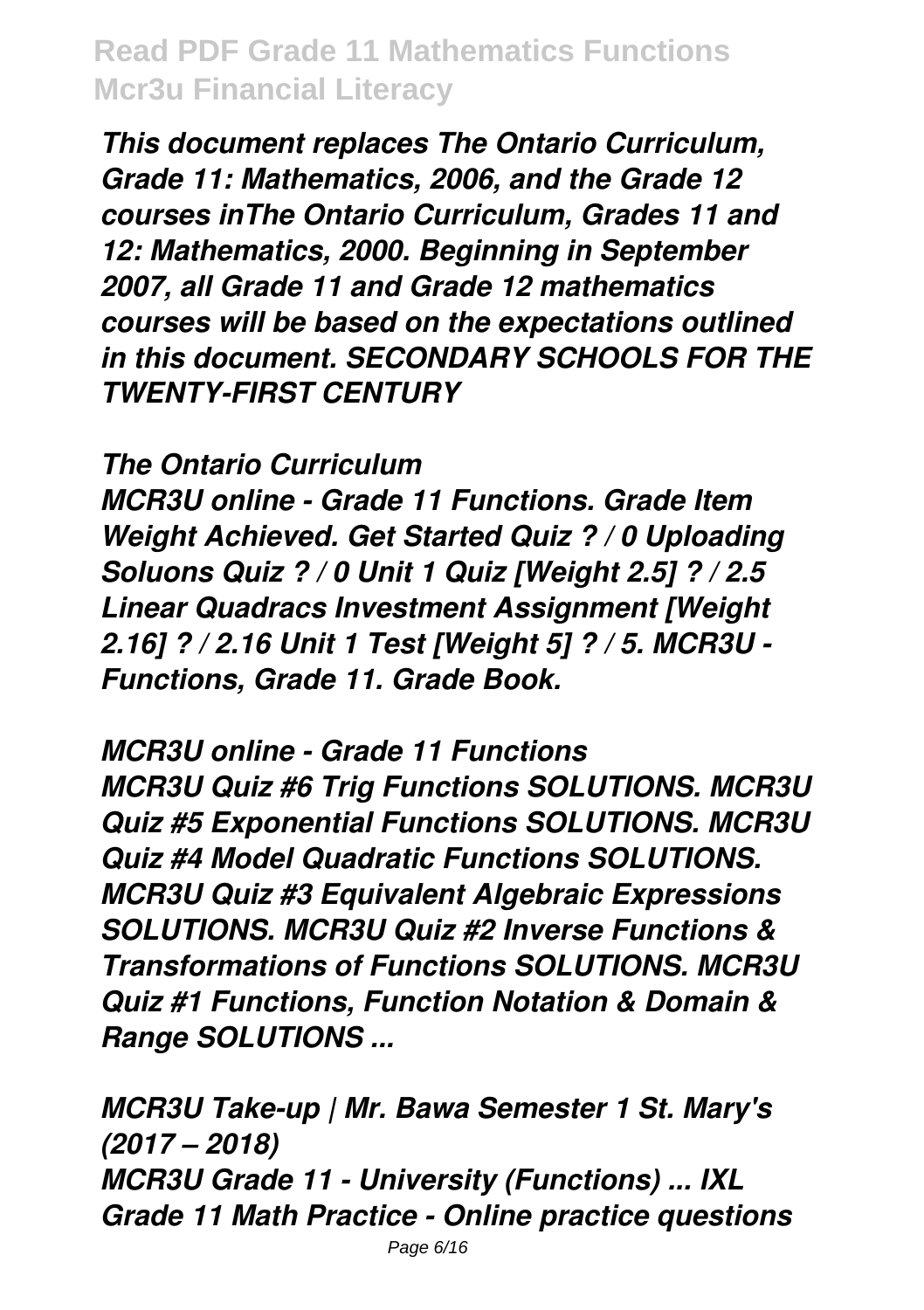*This document replaces The Ontario Curriculum, Grade 11: Mathematics, 2006, and the Grade 12 courses inThe Ontario Curriculum, Grades 11 and 12: Mathematics, 2000. Beginning in September 2007, all Grade 11 and Grade 12 mathematics courses will be based on the expectations outlined in this document. SECONDARY SCHOOLS FOR THE TWENTY-FIRST CENTURY*

### *The Ontario Curriculum*

*MCR3U online - Grade 11 Functions. Grade Item Weight Achieved. Get Started Quiz ? / 0 Uploading Soluons Quiz ? / 0 Unit 1 Quiz [Weight 2.5] ? / 2.5 Linear Quadracs Investment Assignment [Weight 2.16] ? / 2.16 Unit 1 Test [Weight 5] ? / 5. MCR3U - Functions, Grade 11. Grade Book.*

### *MCR3U online - Grade 11 Functions*

*MCR3U Quiz #6 Trig Functions SOLUTIONS. MCR3U Quiz #5 Exponential Functions SOLUTIONS. MCR3U Quiz #4 Model Quadratic Functions SOLUTIONS. MCR3U Quiz #3 Equivalent Algebraic Expressions SOLUTIONS. MCR3U Quiz #2 Inverse Functions & Transformations of Functions SOLUTIONS. MCR3U Quiz #1 Functions, Function Notation & Domain & Range SOLUTIONS ...*

### *MCR3U Take-up | Mr. Bawa Semester 1 St. Mary's (2017 – 2018)*

*MCR3U Grade 11 - University (Functions) ... IXL Grade 11 Math Practice - Online practice questions*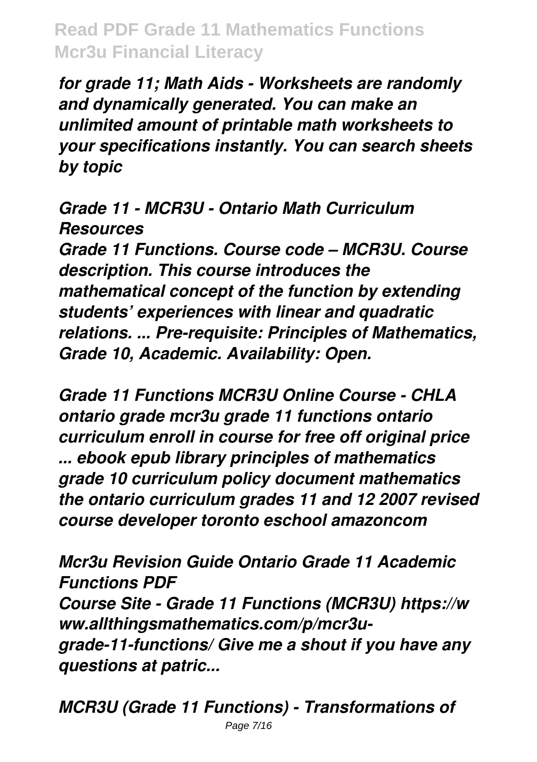*for grade 11; Math Aids - Worksheets are randomly and dynamically generated. You can make an unlimited amount of printable math worksheets to your specifications instantly. You can search sheets by topic*

*Grade 11 - MCR3U - Ontario Math Curriculum Resources*

*Grade 11 Functions. Course code – MCR3U. Course description. This course introduces the mathematical concept of the function by extending students' experiences with linear and quadratic relations. ... Pre-requisite: Principles of Mathematics, Grade 10, Academic. Availability: Open.*

*Grade 11 Functions MCR3U Online Course - CHLA*

*ontario grade mcr3u grade 11 functions ontario curriculum enroll in course for free off original price ... ebook epub library principles of mathematics grade 10 curriculum policy document mathematics the ontario curriculum grades 11 and 12 2007 revised course developer toronto eschool amazoncom*

*Mcr3u Revision Guide Ontario Grade 11 Academic Functions PDF*

*Course Site - Grade 11 Functions (MCR3U) https://www.allthingsmathematics.com/p/mcr3u-grade-11-functions/ Give me a shout if you have any questions at patric...*

*MCR3U (Grade 11 Functions) - Transformations of*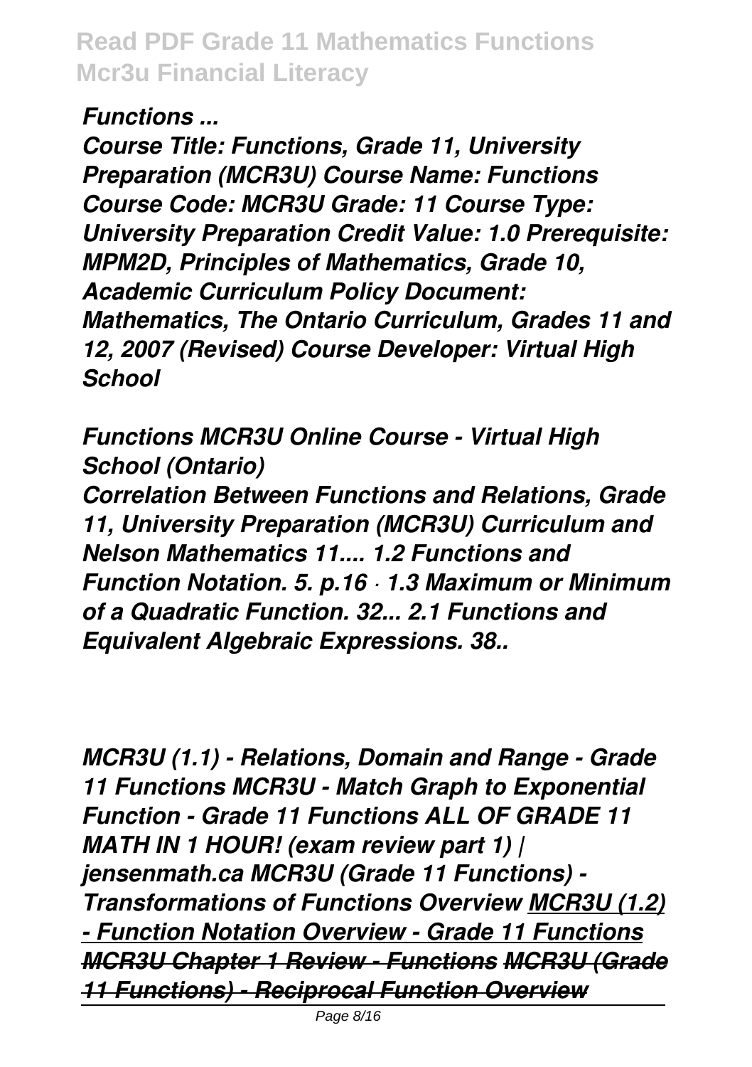*Functions ...*

*Course Title: Functions, Grade 11, University Preparation (MCR3U) Course Name: Functions Course Code: MCR3U Grade: 11 Course Type: University Preparation Credit Value: 1.0 Prerequisite: MPM2D, Principles of Mathematics, Grade 10, Academic Curriculum Policy Document: Mathematics, The Ontario Curriculum, Grades 11 and 12, 2007 (Revised) Course Developer: Virtual High School*

*Functions MCR3U Online Course - Virtual High School (Ontario)*

*Correlation Between Functions and Relations, Grade 11, University Preparation (MCR3U) Curriculum and Nelson Mathematics 11.... 1.2 Functions and Function Notation. 5. p.16 · 1.3 Maximum or Minimum of a Quadratic Function. 32... 2.1 Functions and Equivalent Algebraic Expressions. 38..*

*MCR3U (1.1) - Relations, Domain and Range - Grade 11 Functions MCR3U - Match Graph to Exponential Function - Grade 11 Functions ALL OF GRADE 11 MATH IN 1 HOUR! (exam review part 1) | jensenmath.ca MCR3U (Grade 11 Functions) - Transformations of Functions Overview* ***MCR3U (1.2) - Function Notation Overview - Grade 11 Functions*** ***MCR3U Chapter 1 Review - Functions*** ***MCR3U (Grade 11 Functions) - Reciprocal Function Overview***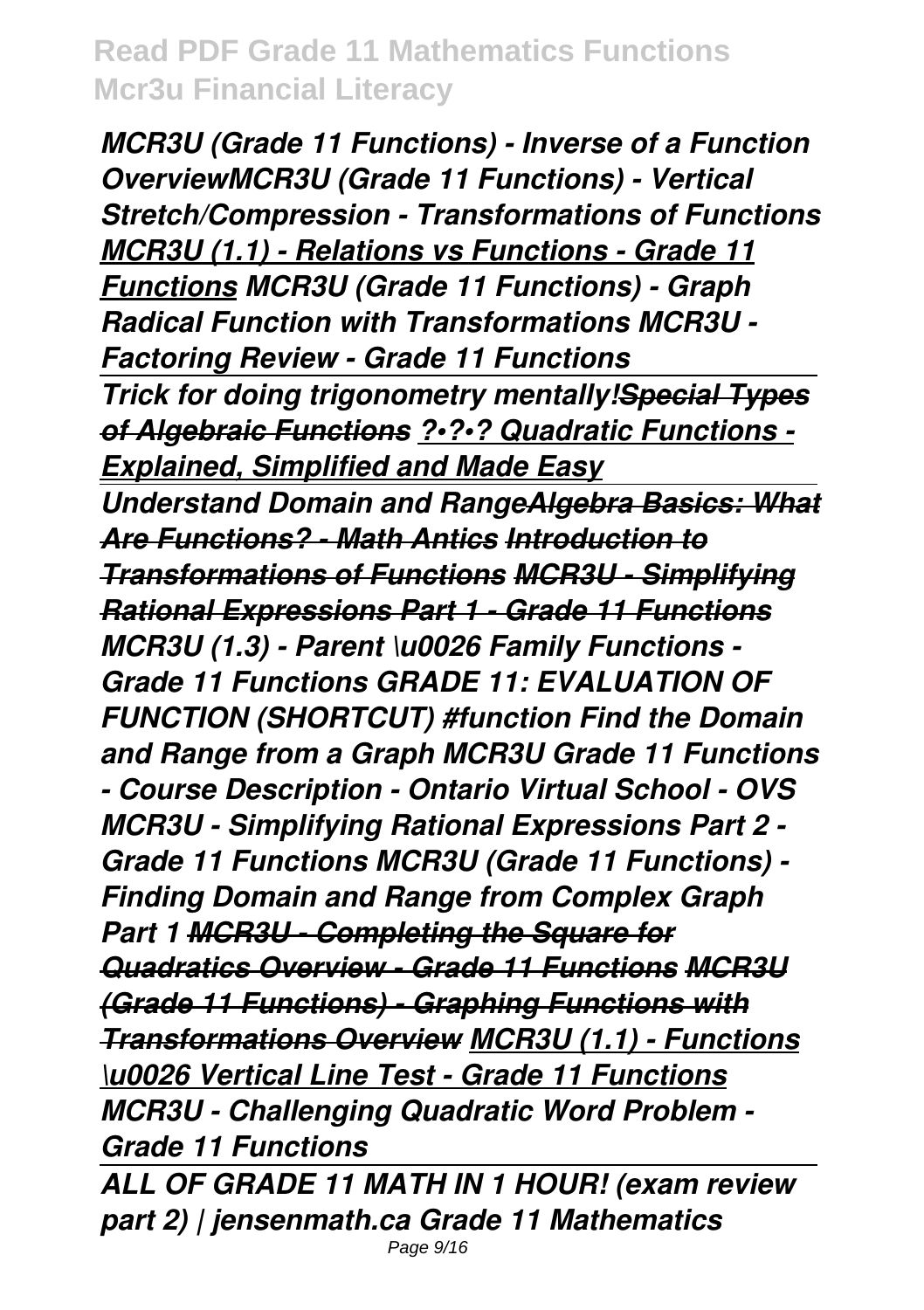*MCR3U (Grade 11 Functions) - Inverse of a Function OverviewMCR3U (Grade 11 Functions) - Vertical Stretch/Compression - Transformations of Functions* ***MCR3U (1.1) - Relations vs Functions - Grade 11 Functions*** *MCR3U (Grade 11 Functions) - Graph Radical Function with Transformations MCR3U - Factoring Review - Grade 11 Functions*

***Trick for doing trigonometry mentally!******Special Types of Algebraic Functions*** ***?•?•? Quadratic Functions - Explained, Simplified and Made Easy***

***Understand Domain and Range******Algebra Basics: What Are Functions? - Math Antics*** ***Introduction to Transformations of Functions*** ***MCR3U - Simplifying Rational Expressions Part 1 - Grade 11 Functions*** *MCR3U (1.3) - Parent \u0026 Family Functions - Grade 11 Functions GRADE 11: EVALUATION OF FUNCTION (SHORTCUT) #function Find the Domain and Range from a Graph MCR3U Grade 11 Functions - Course Description - Ontario Virtual School - OVS MCR3U - Simplifying Rational Expressions Part 2 - Grade 11 Functions MCR3U (Grade 11 Functions) - Finding Domain and Range from Complex Graph Part 1* ***MCR3U - Completing the Square for Quadratics Overview - Grade 11 Functions*** ***MCR3U (Grade 11 Functions) - Graphing Functions with Transformations Overview*** ***MCR3U (1.1) - Functions \u0026 Vertical Line Test - Grade 11 Functions*** *MCR3U - Challenging Quadratic Word Problem - Grade 11 Functions*

*ALL OF GRADE 11 MATH IN 1 HOUR! (exam review part 2) | jensenmath.ca Grade 11 Mathematics*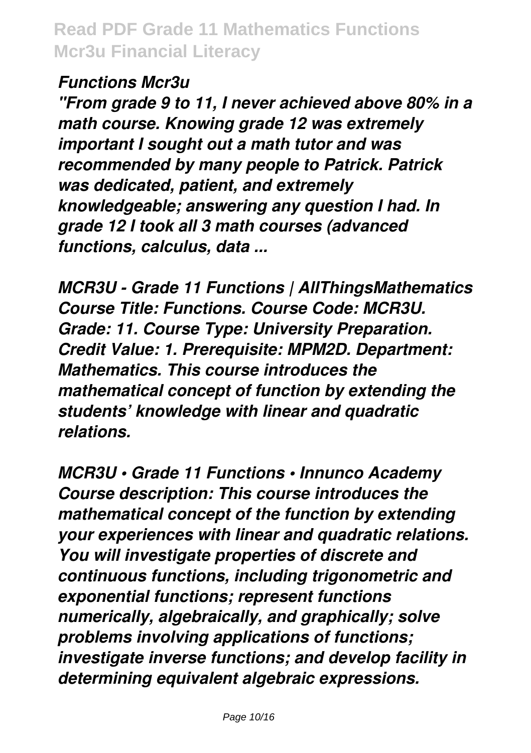*Functions Mcr3u*

*"From grade 9 to 11, I never achieved above 80% in a math course. Knowing grade 12 was extremely important I sought out a math tutor and was recommended by many people to Patrick. Patrick was dedicated, patient, and extremely knowledgeable; answering any question I had. In grade 12 I took all 3 math courses (advanced functions, calculus, data ...*

*MCR3U - Grade 11 Functions | AllThingsMathematics*

*Course Title: Functions. Course Code: MCR3U. Grade: 11. Course Type: University Preparation. Credit Value: 1. Prerequisite: MPM2D. Department: Mathematics. This course introduces the mathematical concept of function by extending the students' knowledge with linear and quadratic relations.*

*MCR3U • Grade 11 Functions • Innunco Academy*

*Course description: This course introduces the mathematical concept of the function by extending your experiences with linear and quadratic relations. You will investigate properties of discrete and continuous functions, including trigonometric and exponential functions; represent functions numerically, algebraically, and graphically; solve problems involving applications of functions; investigate inverse functions; and develop facility in determining equivalent algebraic expressions.*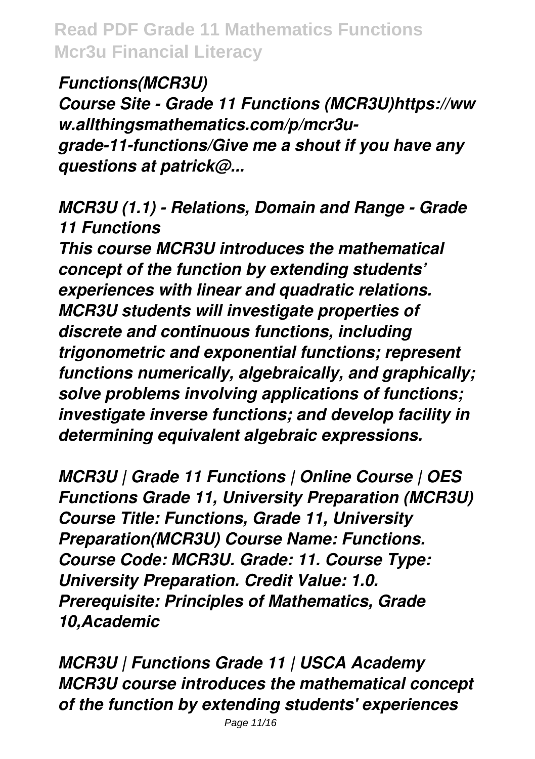*Functions(MCR3U)*
*Course Site - Grade 11 Functions (MCR3U)https://www.allthingsmathematics.com/p/mcr3u-grade-11-functions/Give me a shout if you have any questions at patrick@...*

*MCR3U (1.1) - Relations, Domain and Range - Grade 11 Functions*
*This course MCR3U introduces the mathematical concept of the function by extending students' experiences with linear and quadratic relations. MCR3U students will investigate properties of discrete and continuous functions, including trigonometric and exponential functions; represent functions numerically, algebraically, and graphically; solve problems involving applications of functions; investigate inverse functions; and develop facility in determining equivalent algebraic expressions.*

*MCR3U | Grade 11 Functions | Online Course | OES*
*Functions Grade 11, University Preparation (MCR3U) Course Title: Functions, Grade 11, University Preparation(MCR3U) Course Name: Functions. Course Code: MCR3U. Grade: 11. Course Type: University Preparation. Credit Value: 1.0. Prerequisite: Principles of Mathematics, Grade 10,Academic*

*MCR3U | Functions Grade 11 | USCA Academy*
*MCR3U course introduces the mathematical concept of the function by extending students' experiences*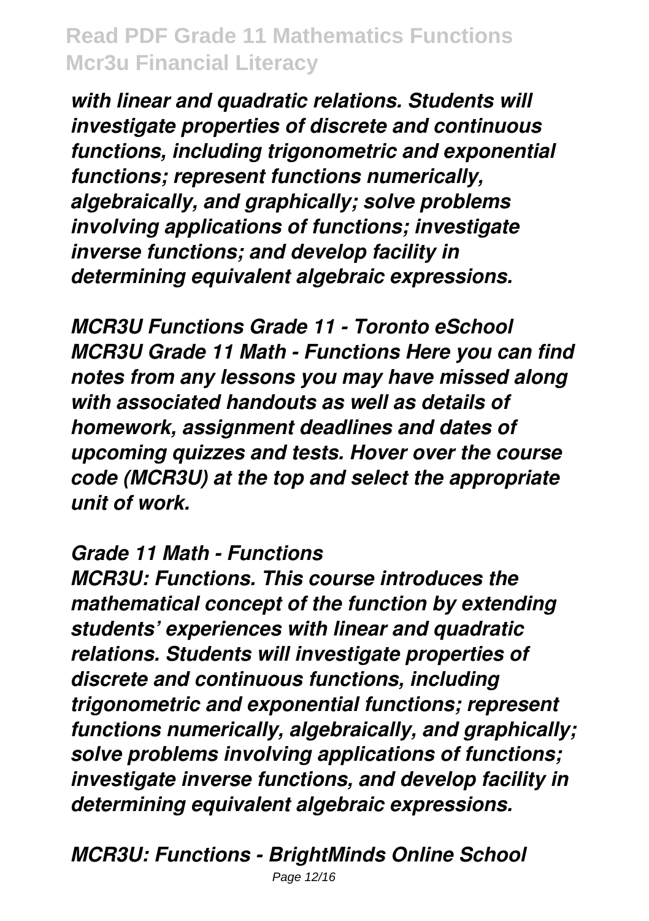*with linear and quadratic relations. Students will investigate properties of discrete and continuous functions, including trigonometric and exponential functions; represent functions numerically, algebraically, and graphically; solve problems involving applications of functions; investigate inverse functions; and develop facility in determining equivalent algebraic expressions.*

*MCR3U Functions Grade 11 - Toronto eSchool*
*MCR3U Grade 11 Math - Functions Here you can find notes from any lessons you may have missed along with associated handouts as well as details of homework, assignment deadlines and dates of upcoming quizzes and tests. Hover over the course code (MCR3U) at the top and select the appropriate unit of work.*

*Grade 11 Math - Functions*
*MCR3U: Functions. This course introduces the mathematical concept of the function by extending students' experiences with linear and quadratic relations. Students will investigate properties of discrete and continuous functions, including trigonometric and exponential functions; represent functions numerically, algebraically, and graphically; solve problems involving applications of functions; investigate inverse functions, and develop facility in determining equivalent algebraic expressions.*

*MCR3U: Functions - BrightMinds Online School*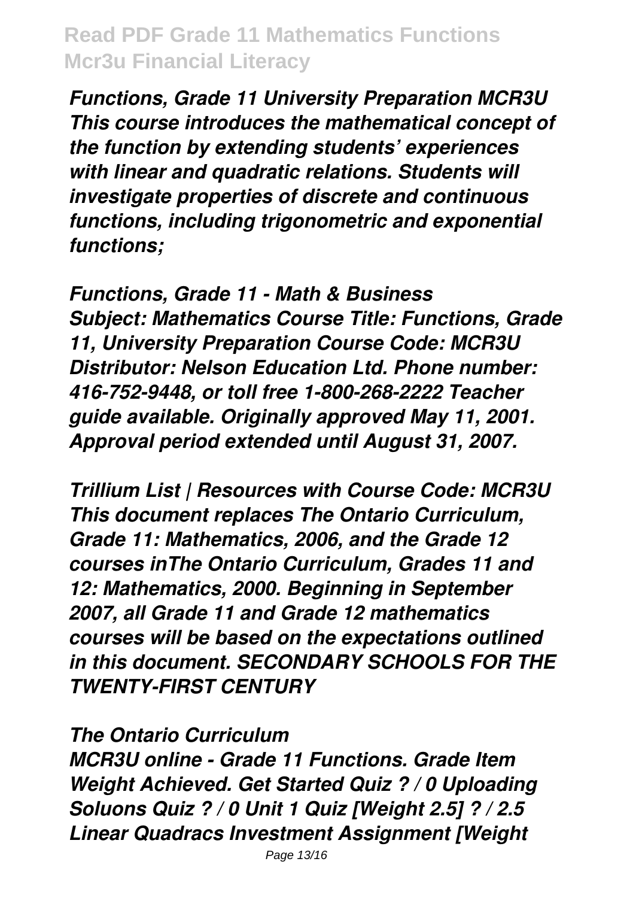*Functions, Grade 11 University Preparation MCR3U This course introduces the mathematical concept of the function by extending students' experiences with linear and quadratic relations. Students will investigate properties of discrete and continuous functions, including trigonometric and exponential functions;*

*Functions, Grade 11 - Math & Business*
*Subject: Mathematics Course Title: Functions, Grade 11, University Preparation Course Code: MCR3U Distributor: Nelson Education Ltd. Phone number: 416-752-9448, or toll free 1-800-268-2222 Teacher guide available. Originally approved May 11, 2001. Approval period extended until August 31, 2007.*

*Trillium List | Resources with Course Code: MCR3U*
*This document replaces The Ontario Curriculum, Grade 11: Mathematics, 2006, and the Grade 12 courses inThe Ontario Curriculum, Grades 11 and 12: Mathematics, 2000. Beginning in September 2007, all Grade 11 and Grade 12 mathematics courses will be based on the expectations outlined in this document. SECONDARY SCHOOLS FOR THE TWENTY-FIRST CENTURY*

*The Ontario Curriculum*
*MCR3U online - Grade 11 Functions. Grade Item Weight Achieved. Get Started Quiz ? / 0 Uploading Soluons Quiz ? / 0 Unit 1 Quiz [Weight 2.5] ? / 2.5 Linear Quadracs Investment Assignment [Weight*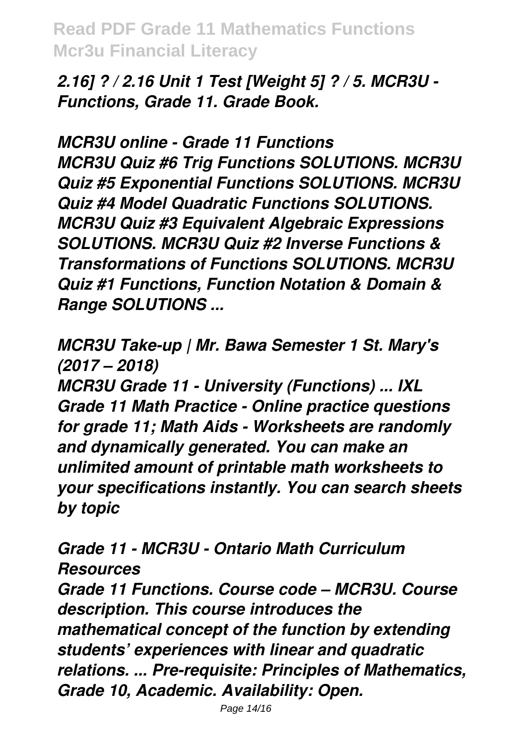*2.16] ? / 2.16 Unit 1 Test [Weight 5] ? / 5. MCR3U - Functions, Grade 11. Grade Book.*

*MCR3U online - Grade 11 Functions*
*MCR3U Quiz #6 Trig Functions SOLUTIONS. MCR3U Quiz #5 Exponential Functions SOLUTIONS. MCR3U Quiz #4 Model Quadratic Functions SOLUTIONS. MCR3U Quiz #3 Equivalent Algebraic Expressions SOLUTIONS. MCR3U Quiz #2 Inverse Functions & Transformations of Functions SOLUTIONS. MCR3U Quiz #1 Functions, Function Notation & Domain & Range SOLUTIONS ...*

*MCR3U Take-up | Mr. Bawa Semester 1 St. Mary's (2017 – 2018)*
*MCR3U Grade 11 - University (Functions) ... IXL Grade 11 Math Practice - Online practice questions for grade 11; Math Aids - Worksheets are randomly and dynamically generated. You can make an unlimited amount of printable math worksheets to your specifications instantly. You can search sheets by topic*

*Grade 11 - MCR3U - Ontario Math Curriculum Resources*
*Grade 11 Functions. Course code – MCR3U. Course description. This course introduces the mathematical concept of the function by extending students' experiences with linear and quadratic relations. ... Pre-requisite: Principles of Mathematics, Grade 10, Academic. Availability: Open.*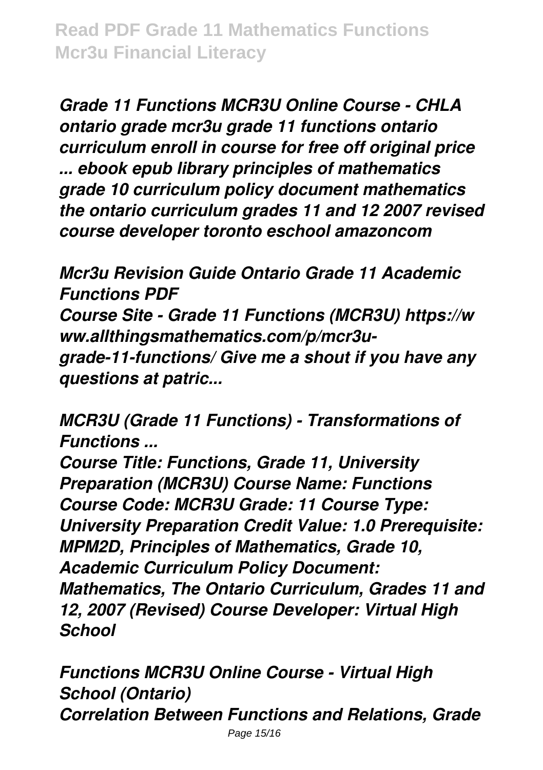*Grade 11 Functions MCR3U Online Course - CHLA ontario grade mcr3u grade 11 functions ontario curriculum enroll in course for free off original price ... ebook epub library principles of mathematics grade 10 curriculum policy document mathematics the ontario curriculum grades 11 and 12 2007 revised course developer toronto eschool amazoncom*

*Mcr3u Revision Guide Ontario Grade 11 Academic Functions PDF*

*Course Site - Grade 11 Functions (MCR3U) https://www.allthingsmathematics.com/p/mcr3u-grade-11-functions/ Give me a shout if you have any questions at patric...*

*MCR3U (Grade 11 Functions) - Transformations of Functions ...*

*Course Title: Functions, Grade 11, University Preparation (MCR3U) Course Name: Functions Course Code: MCR3U Grade: 11 Course Type: University Preparation Credit Value: 1.0 Prerequisite: MPM2D, Principles of Mathematics, Grade 10, Academic Curriculum Policy Document: Mathematics, The Ontario Curriculum, Grades 11 and 12, 2007 (Revised) Course Developer: Virtual High School*

*Functions MCR3U Online Course - Virtual High School (Ontario)*

*Correlation Between Functions and Relations, Grade*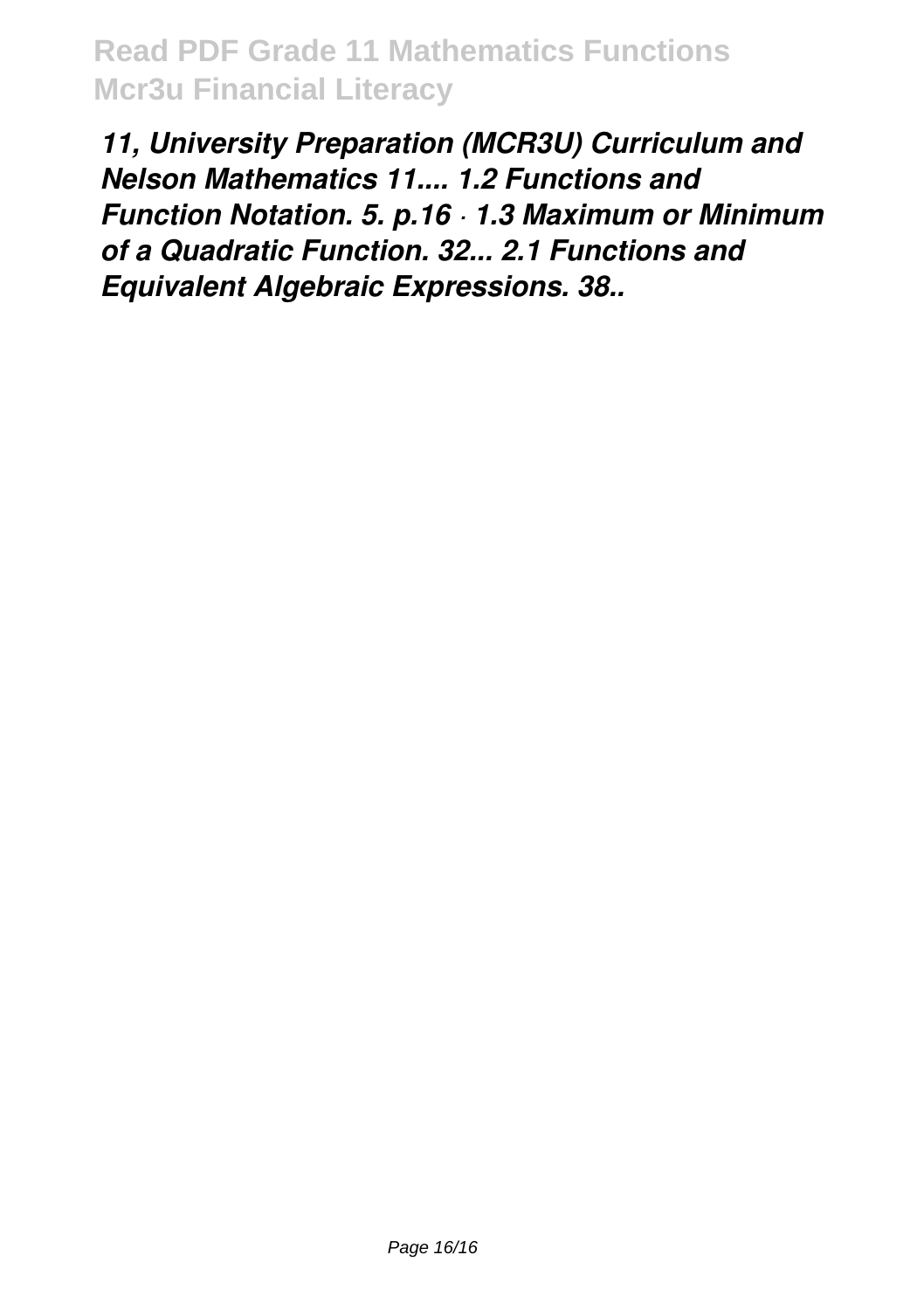*11, University Preparation (MCR3U) Curriculum and Nelson Mathematics 11.... 1.2 Functions and Function Notation. 5. p.16 · 1.3 Maximum or Minimum of a Quadratic Function. 32... 2.1 Functions and Equivalent Algebraic Expressions. 38..*